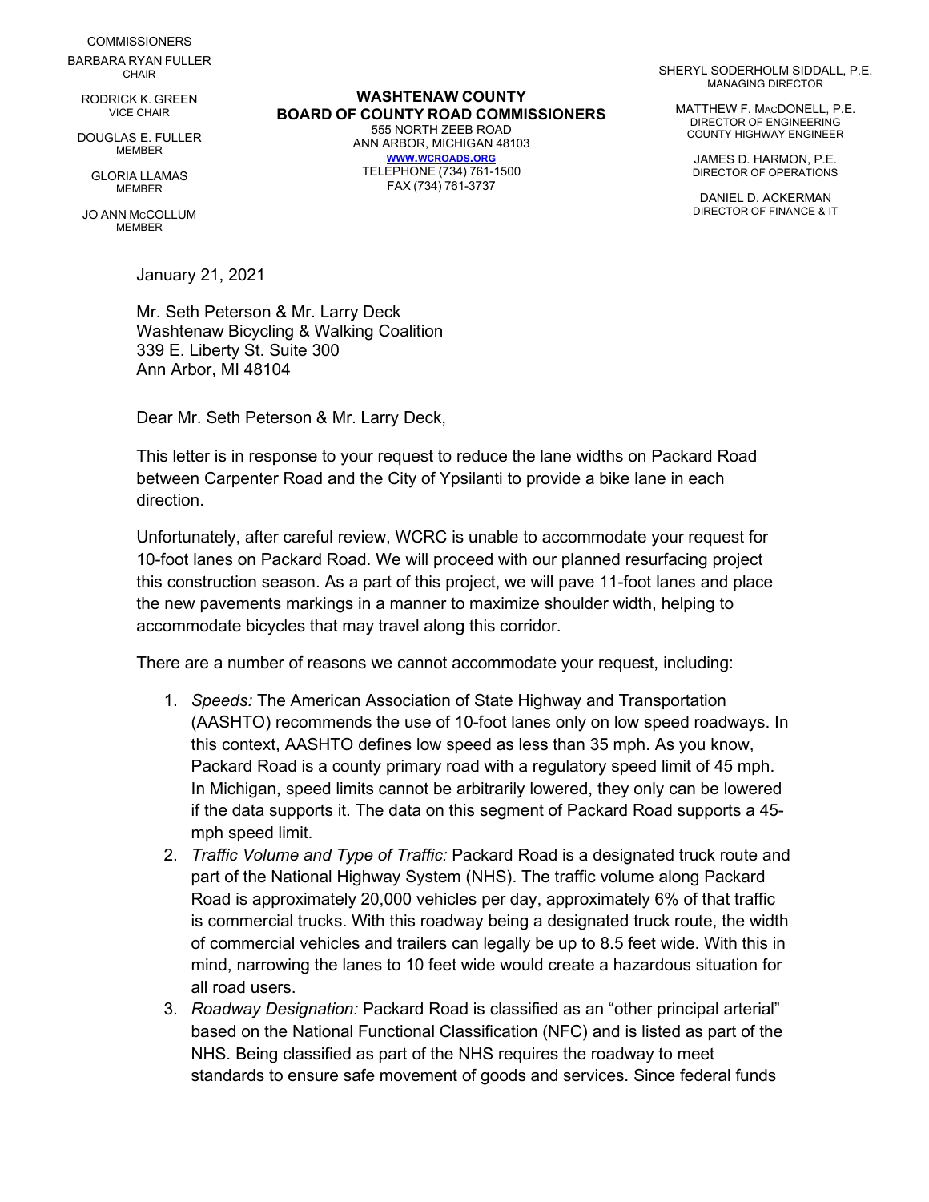COMMISSIONERS

BARBARA RYAN FULLER
CHAIR

RODRICK K. GREEN
VICE CHAIR

DOUGLAS E. FULLER
MEMBER

GLORIA LLAMAS
MEMBER

JO ANN McCOLLUM
MEMBER

**WASHTENAW COUNTY**
**BOARD OF COUNTY ROAD COMMISSIONERS**
555 NORTH ZEEB ROAD
ANN ARBOR, MICHIGAN 48103
WWW.WCROADS.ORG
TELEPHONE (734) 761-1500
FAX (734) 761-3737

SHERYL SODERHOLM SIDDALL, P.E.
MANAGING DIRECTOR

MATTHEW F. MACDONELL, P.E.
DIRECTOR OF ENGINEERING
COUNTY HIGHWAY ENGINEER

JAMES D. HARMON, P.E.
DIRECTOR OF OPERATIONS

DANIEL D. ACKERMAN
DIRECTOR OF FINANCE & IT

January 21, 2021

Mr. Seth Peterson & Mr. Larry Deck
Washtenaw Bicycling & Walking Coalition
339 E. Liberty St. Suite 300
Ann Arbor, MI 48104

Dear Mr. Seth Peterson & Mr. Larry Deck,

This letter is in response to your request to reduce the lane widths on Packard Road between Carpenter Road and the City of Ypsilanti to provide a bike lane in each direction.

Unfortunately, after careful review, WCRC is unable to accommodate your request for 10-foot lanes on Packard Road. We will proceed with our planned resurfacing project this construction season. As a part of this project, we will pave 11-foot lanes and place the new pavements markings in a manner to maximize shoulder width, helping to accommodate bicycles that may travel along this corridor.

There are a number of reasons we cannot accommodate your request, including:

1. *Speeds:* The American Association of State Highway and Transportation (AASHTO) recommends the use of 10-foot lanes only on low speed roadways. In this context, AASHTO defines low speed as less than 35 mph. As you know, Packard Road is a county primary road with a regulatory speed limit of 45 mph. In Michigan, speed limits cannot be arbitrarily lowered, they only can be lowered if the data supports it. The data on this segment of Packard Road supports a 45-mph speed limit.
2. *Traffic Volume and Type of Traffic:* Packard Road is a designated truck route and part of the National Highway System (NHS). The traffic volume along Packard Road is approximately 20,000 vehicles per day, approximately 6% of that traffic is commercial trucks. With this roadway being a designated truck route, the width of commercial vehicles and trailers can legally be up to 8.5 feet wide. With this in mind, narrowing the lanes to 10 feet wide would create a hazardous situation for all road users.
3. *Roadway Designation:* Packard Road is classified as an "other principal arterial" based on the National Functional Classification (NFC) and is listed as part of the NHS. Being classified as part of the NHS requires the roadway to meet standards to ensure safe movement of goods and services. Since federal funds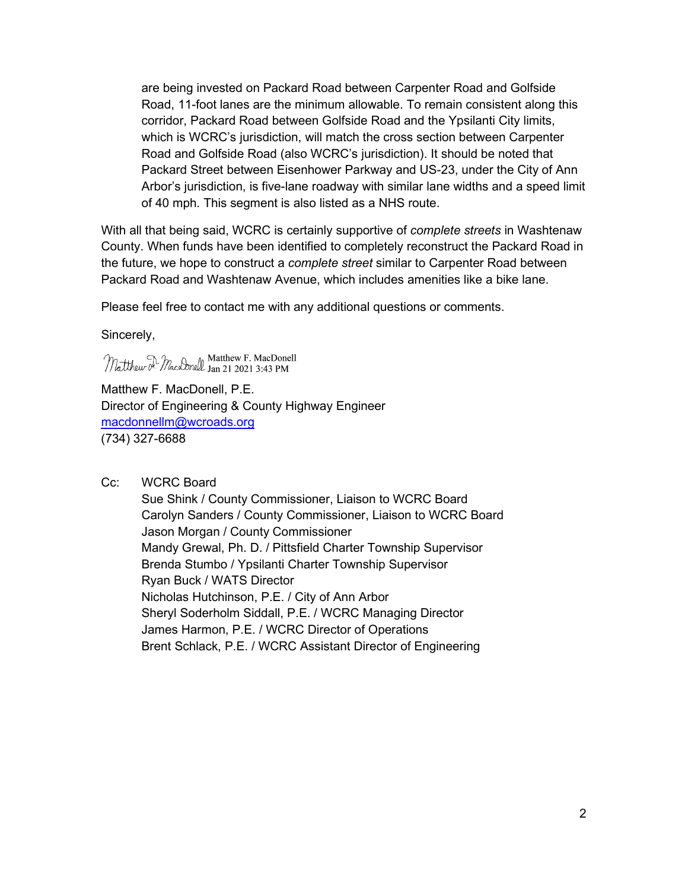are being invested on Packard Road between Carpenter Road and Golfside Road, 11-foot lanes are the minimum allowable. To remain consistent along this corridor, Packard Road between Golfside Road and the Ypsilanti City limits, which is WCRC's jurisdiction, will match the cross section between Carpenter Road and Golfside Road (also WCRC's jurisdiction). It should be noted that Packard Street between Eisenhower Parkway and US-23, under the City of Ann Arbor's jurisdiction, is five-lane roadway with similar lane widths and a speed limit of 40 mph. This segment is also listed as a NHS route.

With all that being said, WCRC is certainly supportive of *complete streets* in Washtenaw County. When funds have been identified to completely reconstruct the Packard Road in the future, we hope to construct a *complete street* similar to Carpenter Road between Packard Road and Washtenaw Avenue, which includes amenities like a bike lane.

Please feel free to contact me with any additional questions or comments.

Sincerely,

Matthew F. MacDonell
Jan 21 2021 3:43 PM

Matthew F. MacDonell, P.E.
Director of Engineering & County Highway Engineer
macdonnellm@wcroads.org
(734) 327-6688

Cc: WCRC Board
Sue Shink / County Commissioner, Liaison to WCRC Board
Carolyn Sanders / County Commissioner, Liaison to WCRC Board
Jason Morgan / County Commissioner
Mandy Grewal, Ph. D. / Pittsfield Charter Township Supervisor
Brenda Stumbo / Ypsilanti Charter Township Supervisor
Ryan Buck / WATS Director
Nicholas Hutchinson, P.E. / City of Ann Arbor
Sheryl Soderholm Siddall, P.E. / WCRC Managing Director
James Harmon, P.E. / WCRC Director of Operations
Brent Schlack, P.E. / WCRC Assistant Director of Engineering